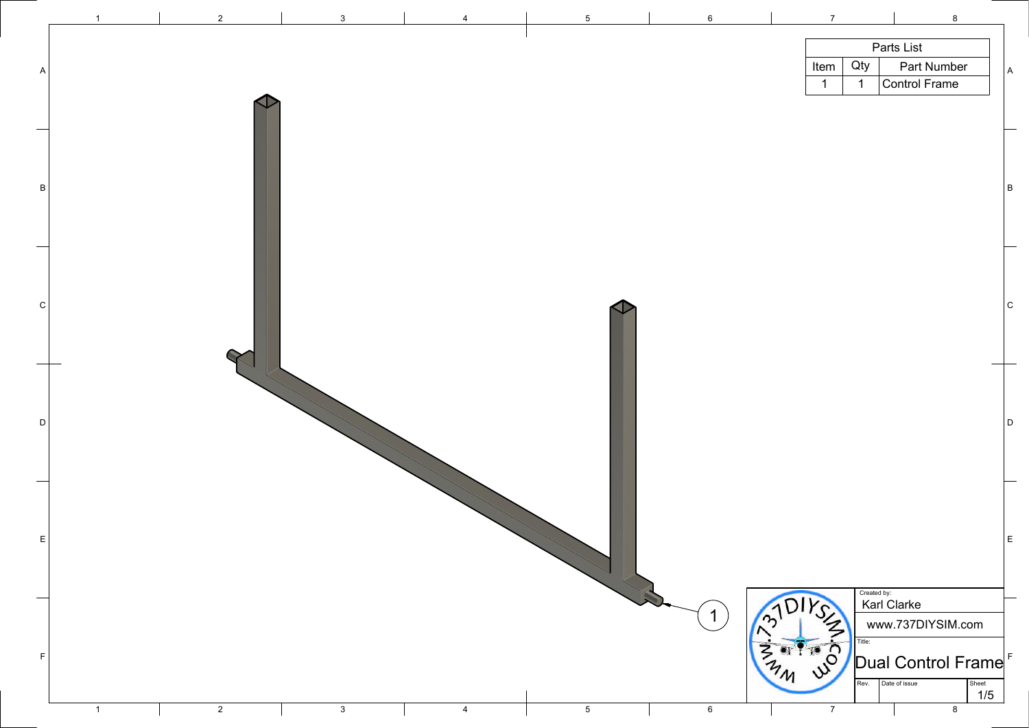| Parts List | | |
|---|---|---|
| Item | Qty | Part Number |
| 1 | 1 | Control Frame |

1

Created by:
Karl Clarke

www.737DIYSIM.com

Title:
# Dual Control Frame

| Rev. | Date of issue | Sheet |
|---|---|---|
| | | 1/5 |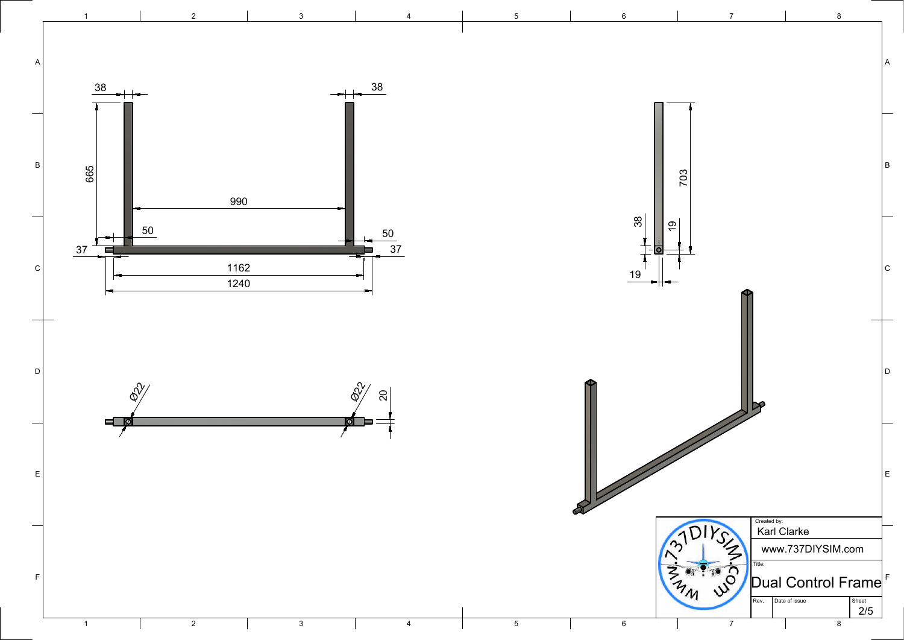38

38

665

990

50

50

37

37

1162

1240

Ø22

Ø22

20

703

38

19

19

Created by:
Karl Clarke

www.737DIYSIM.com

Title:
Dual Control Frame

| Rev. | Date of issue | Sheet |
| --- | --- | --- |
| | | 2/5 |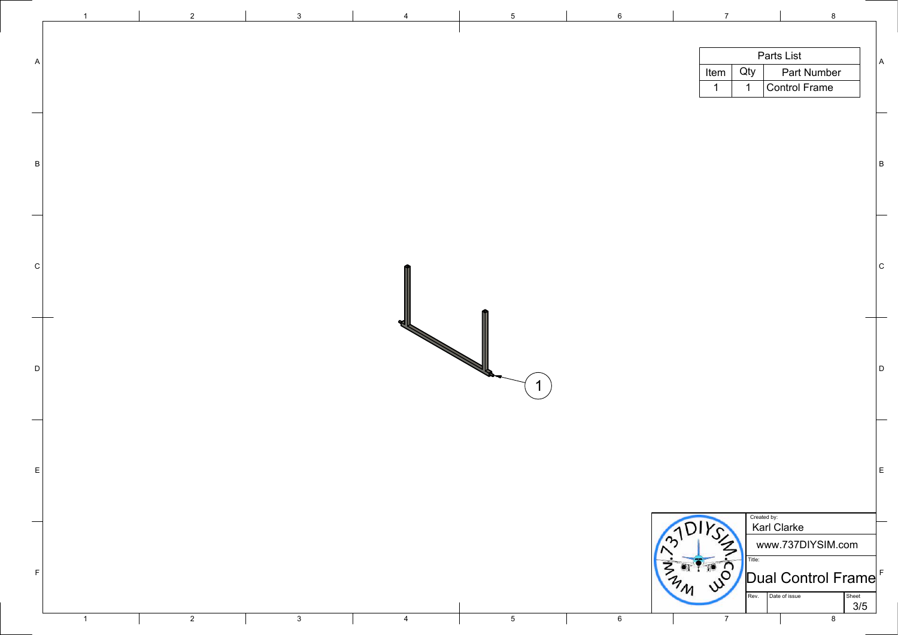| Parts List | | |
|---|---|---|
| Item | Qty | Part Number |
| 1 | 1 | Control Frame |

1

Created by:
Karl Clarke

www.737DIYSIM.com

Title:
Dual Control Frame

| Rev. | Date of issue | Sheet |
|---|---|---|
| | | 3/5 |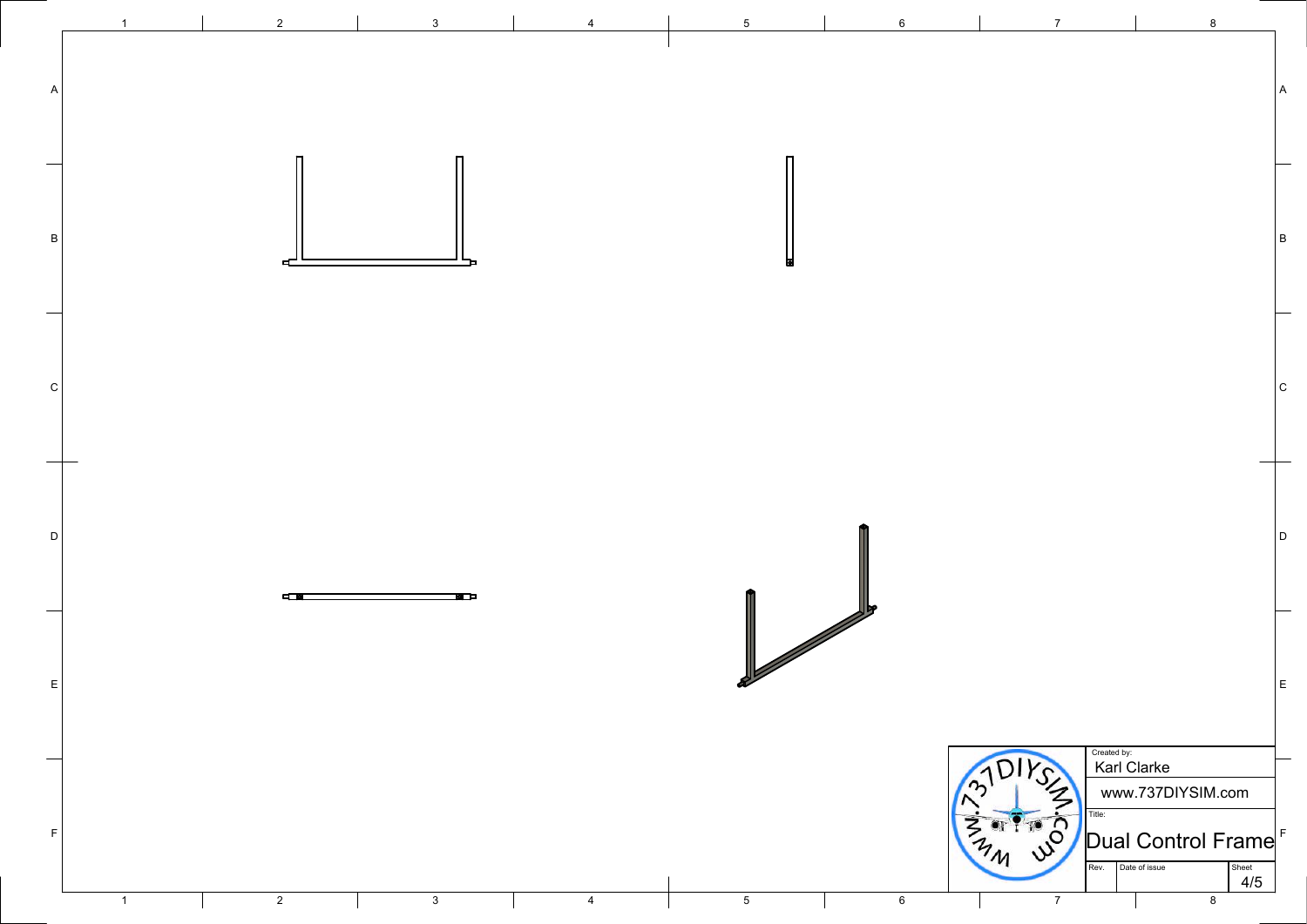Created by:
Karl Clarke

www.737DIYSIM.com

Title:

# Dual Control Frame

| Rev. | Date of issue | Sheet |
| --- | --- | --- |
| | | 4/5 |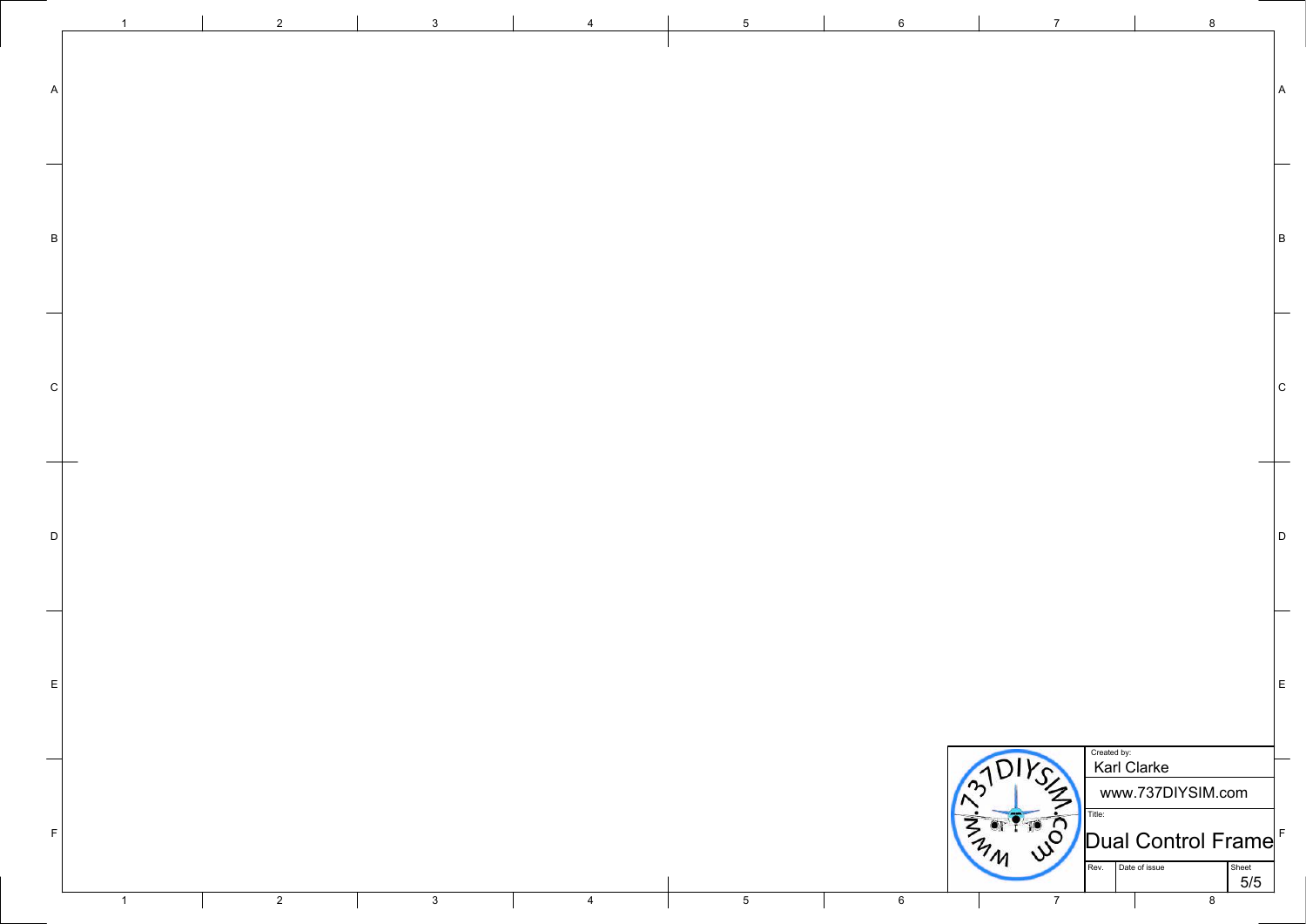Created by:
Karl Clarke

www.737DIYSIM.com

Title:

Dual Control Frame

| Rev. | Date of issue | Sheet |
| --- | --- | --- |
| | | 5/5 |